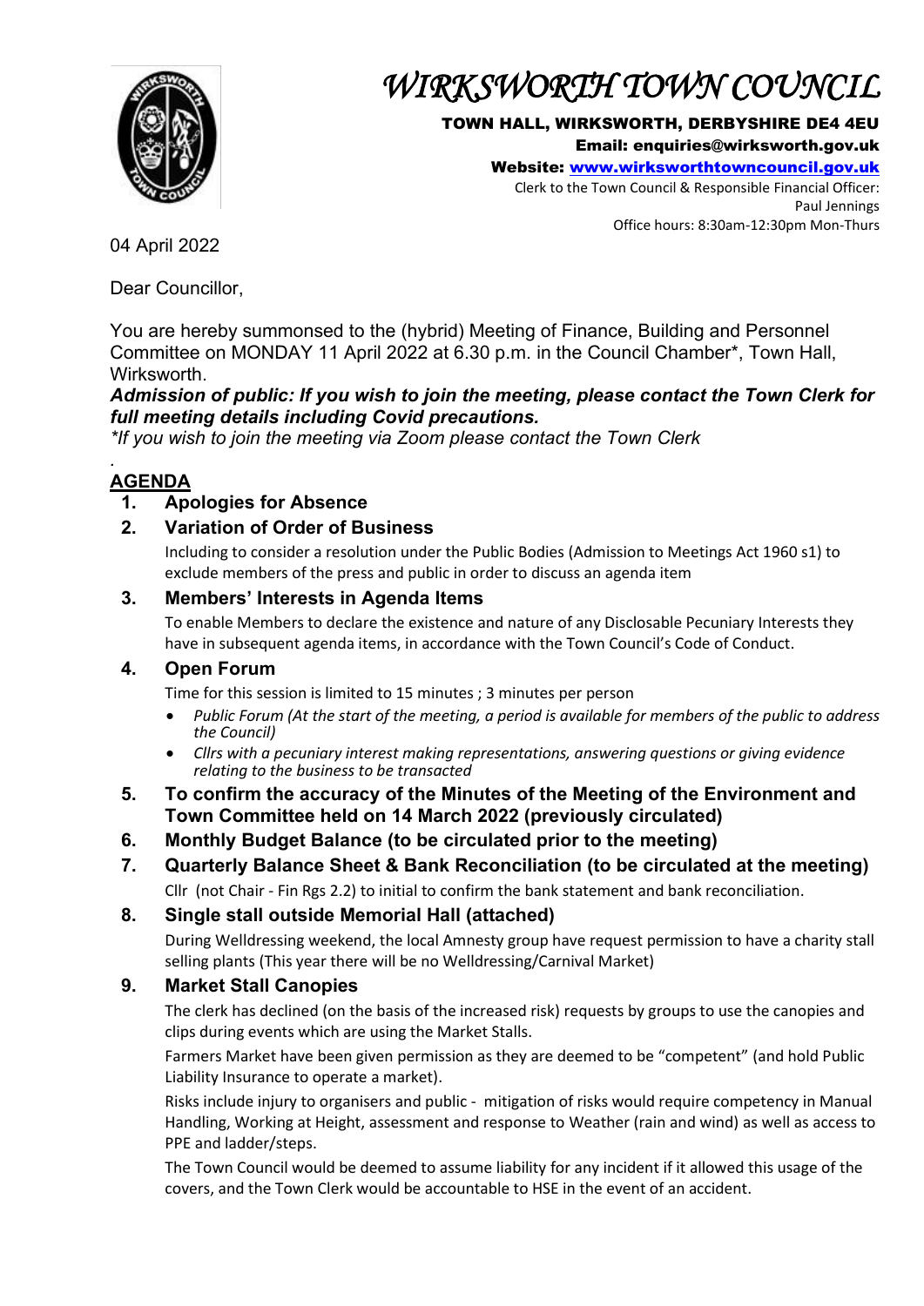# *WIRKSWORTH TOWN COUNCIL*

**TOWN HALL, WIRKSWORTH, DERBYSHIRE DE4 4EU**
**Email: enquiries@wirksworth.gov.uk**
**Website: www.wirksworthtowncouncil.gov.uk**
Clerk to the Town Council & Responsible Financial Officer:
Paul Jennings
Office hours: 8:30am-12:30pm Mon-Thurs

04 April 2022

Dear Councillor,

You are hereby summonsed to the (hybrid) Meeting of Finance, Building and Personnel Committee on MONDAY 11 April 2022 at 6.30 p.m. in the Council Chamber*, Town Hall, Wirksworth.

***Admission of public: If you wish to join the meeting, please contact the Town Clerk for full meeting details including Covid precautions.***

*\*If you wish to join the meeting via Zoom please contact the Town Clerk*

.

## AGENDA

1. **Apologies for Absence**
2. **Variation of Order of Business**

   Including to consider a resolution under the Public Bodies (Admission to Meetings Act 1960 s1) to exclude members of the press and public in order to discuss an agenda item
3. **Members' Interests in Agenda Items**

   To enable Members to declare the existence and nature of any Disclosable Pecuniary Interests they have in subsequent agenda items, in accordance with the Town Council's Code of Conduct.
4. **Open Forum**

   Time for this session is limited to 15 minutes ; 3 minutes per person
   - *Public Forum (At the start of the meeting, a period is available for members of the public to address the Council)*
   - *Cllrs with a pecuniary interest making representations, answering questions or giving evidence relating to the business to be transacted*
5. **To confirm the accuracy of the Minutes of the Meeting of the Environment and Town Committee held on 14 March 2022 (previously circulated)**
6. **Monthly Budget Balance (to be circulated prior to the meeting)**
7. **Quarterly Balance Sheet & Bank Reconciliation (to be circulated at the meeting)**

   Cllr  (not Chair - Fin Rgs 2.2) to initial to confirm the bank statement and bank reconciliation.
8. **Single stall outside Memorial Hall (attached)**

   During Welldressing weekend, the local Amnesty group have request permission to have a charity stall selling plants (This year there will be no Welldressing/Carnival Market)
9. **Market Stall Canopies**

   The clerk has declined (on the basis of the increased risk) requests by groups to use the canopies and clips during events which are using the Market Stalls.

   Farmers Market have been given permission as they are deemed to be "competent" (and hold Public Liability Insurance to operate a market).

   Risks include injury to organisers and public -  mitigation of risks would require competency in Manual Handling, Working at Height, assessment and response to Weather (rain and wind) as well as access to PPE and ladder/steps.

   The Town Council would be deemed to assume liability for any incident if it allowed this usage of the covers, and the Town Clerk would be accountable to HSE in the event of an accident.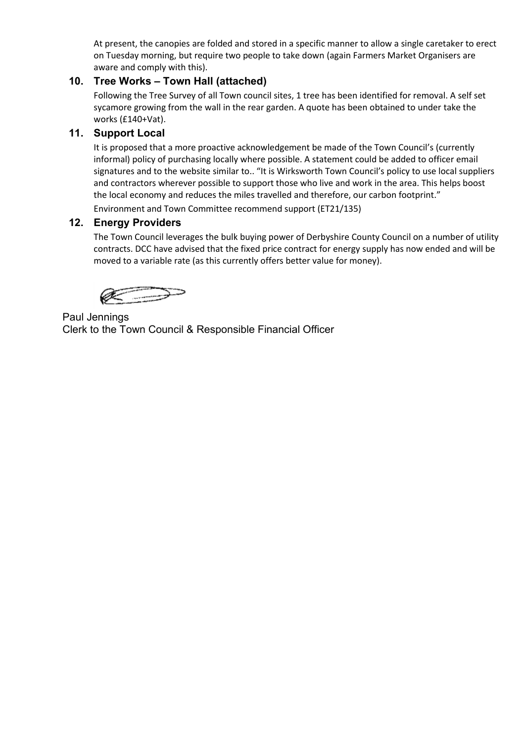At present, the canopies are folded and stored in a specific manner to allow a single caretaker to erect on Tuesday morning, but require two people to take down (again Farmers Market Organisers are aware and comply with this).

### 10. Tree Works – Town Hall (attached)

Following the Tree Survey of all Town council sites, 1 tree has been identified for removal. A self set sycamore growing from the wall in the rear garden. A quote has been obtained to under take the works (£140+Vat).

### 11. Support Local

It is proposed that a more proactive acknowledgement be made of the Town Council's (currently informal) policy of purchasing locally where possible. A statement could be added to officer email signatures and to the website similar to.. "It is Wirksworth Town Council's policy to use local suppliers and contractors wherever possible to support those who live and work in the area. This helps boost the local economy and reduces the miles travelled and therefore, our carbon footprint."

Environment and Town Committee recommend support (ET21/135)

### 12. Energy Providers

The Town Council leverages the bulk buying power of Derbyshire County Council on a number of utility contracts. DCC have advised that the fixed price contract for energy supply has now ended and will be moved to a variable rate (as this currently offers better value for money).

Paul Jennings
Clerk to the Town Council & Responsible Financial Officer